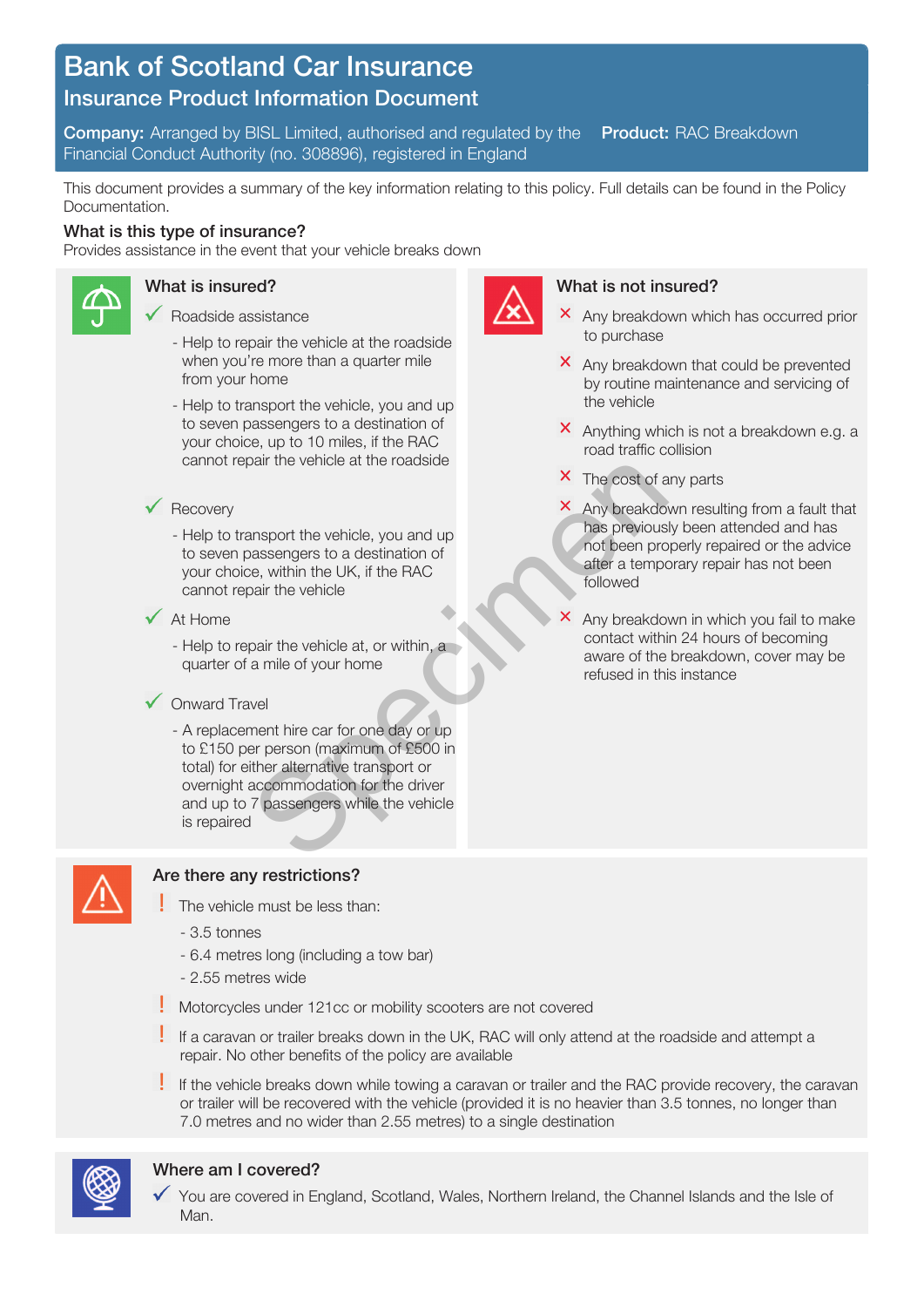# Bank of Scotland Car Insurance

## Insurance Product Information Document

**Company:** Arranged by BISL Limited, authorised and regulated by the Financial Conduct Authority (no. 308896), registered in England

**Product:** RAC Breakdown

This document provides a summary of the key information relating to this policy. Full details can be found in the Policy Documentation.

### What is this type of insurance?

Provides assistance in the event that your vehicle breaks down

### What is insured?

- ✓ Roadside assistance
  - Help to repair the vehicle at the roadside when you're more than a quarter mile from your home
  - Help to transport the vehicle, you and up to seven passengers to a destination of your choice, up to 10 miles, if the RAC cannot repair the vehicle at the roadside
- ✓ Recovery
  - Help to transport the vehicle, you and up to seven passengers to a destination of your choice, within the UK, if the RAC cannot repair the vehicle
- ✓ At Home
  - Help to repair the vehicle at, or within, a quarter of a mile of your home
- ✓ Onward Travel
  - A replacement hire car for one day or up to £150 per person (maximum of £500 in total) for either alternative transport or overnight accommodation for the driver and up to 7 passengers while the vehicle is repaired

### What is not insured?

- ✗ Any breakdown which has occurred prior to purchase
- ✗ Any breakdown that could be prevented by routine maintenance and servicing of the vehicle
- ✗ Anything which is not a breakdown e.g. a road traffic collision
- ✗ The cost of any parts
- ✗ Any breakdown resulting from a fault that has previously been attended and has not been properly repaired or the advice after a temporary repair has not been followed
- ✗ Any breakdown in which you fail to make contact within 24 hours of becoming aware of the breakdown, cover may be refused in this instance

### Are there any restrictions?

- ! The vehicle must be less than:
  - 3.5 tonnes
  - 6.4 metres long (including a tow bar)
  - 2.55 metres wide
- ! Motorcycles under 121cc or mobility scooters are not covered
- ! If a caravan or trailer breaks down in the UK, RAC will only attend at the roadside and attempt a repair. No other benefits of the policy are available
- ! If the vehicle breaks down while towing a caravan or trailer and the RAC provide recovery, the caravan or trailer will be recovered with the vehicle (provided it is no heavier than 3.5 tonnes, no longer than 7.0 metres and no wider than 2.55 metres) to a single destination

### Where am I covered?

- ✓ You are covered in England, Scotland, Wales, Northern Ireland, the Channel Islands and the Isle of Man.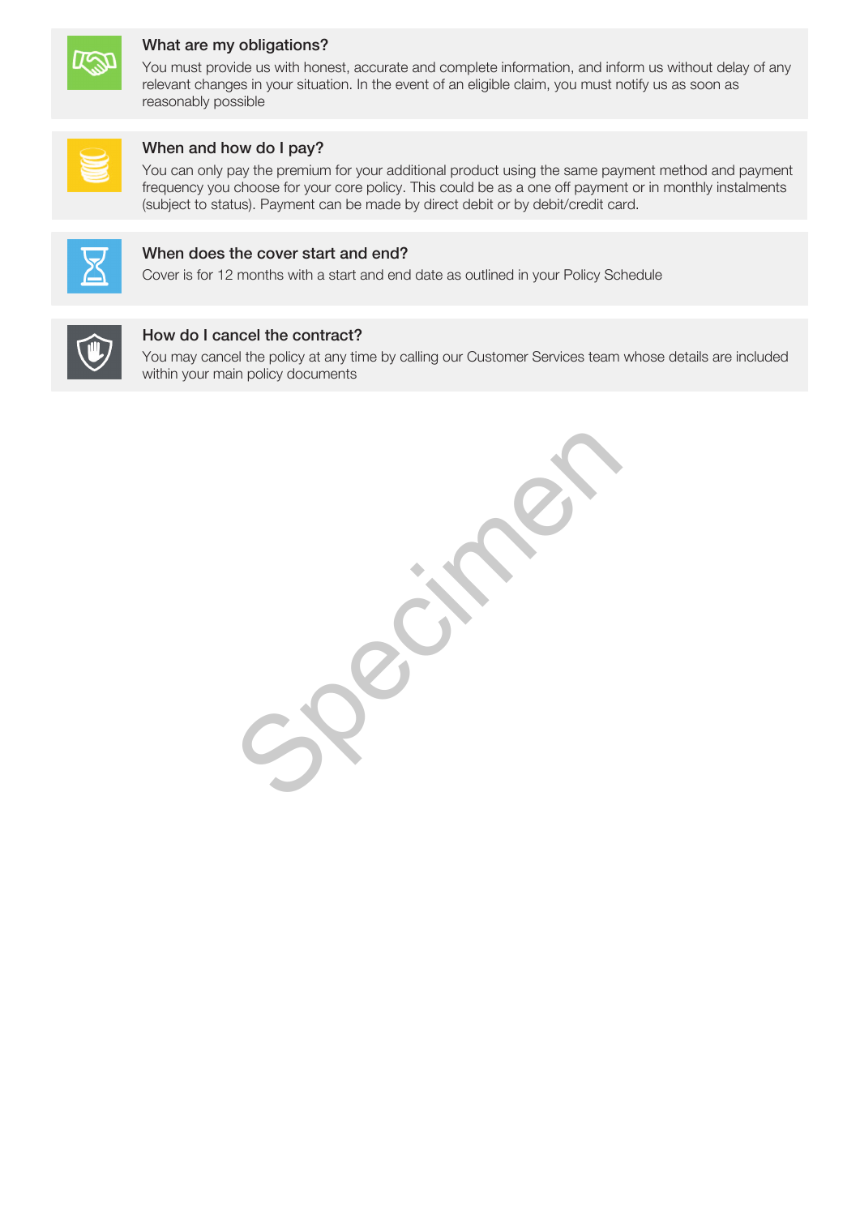### What are my obligations?

You must provide us with honest, accurate and complete information, and inform us without delay of any relevant changes in your situation. In the event of an eligible claim, you must notify us as soon as reasonably possible

### When and how do I pay?

You can only pay the premium for your additional product using the same payment method and payment frequency you choose for your core policy. This could be as a one off payment or in monthly instalments (subject to status). Payment can be made by direct debit or by debit/credit card.

### When does the cover start and end?

Cover is for 12 months with a start and end date as outlined in your Policy Schedule

### How do I cancel the contract?

You may cancel the policy at any time by calling our Customer Services team whose details are included within your main policy documents

Specimen